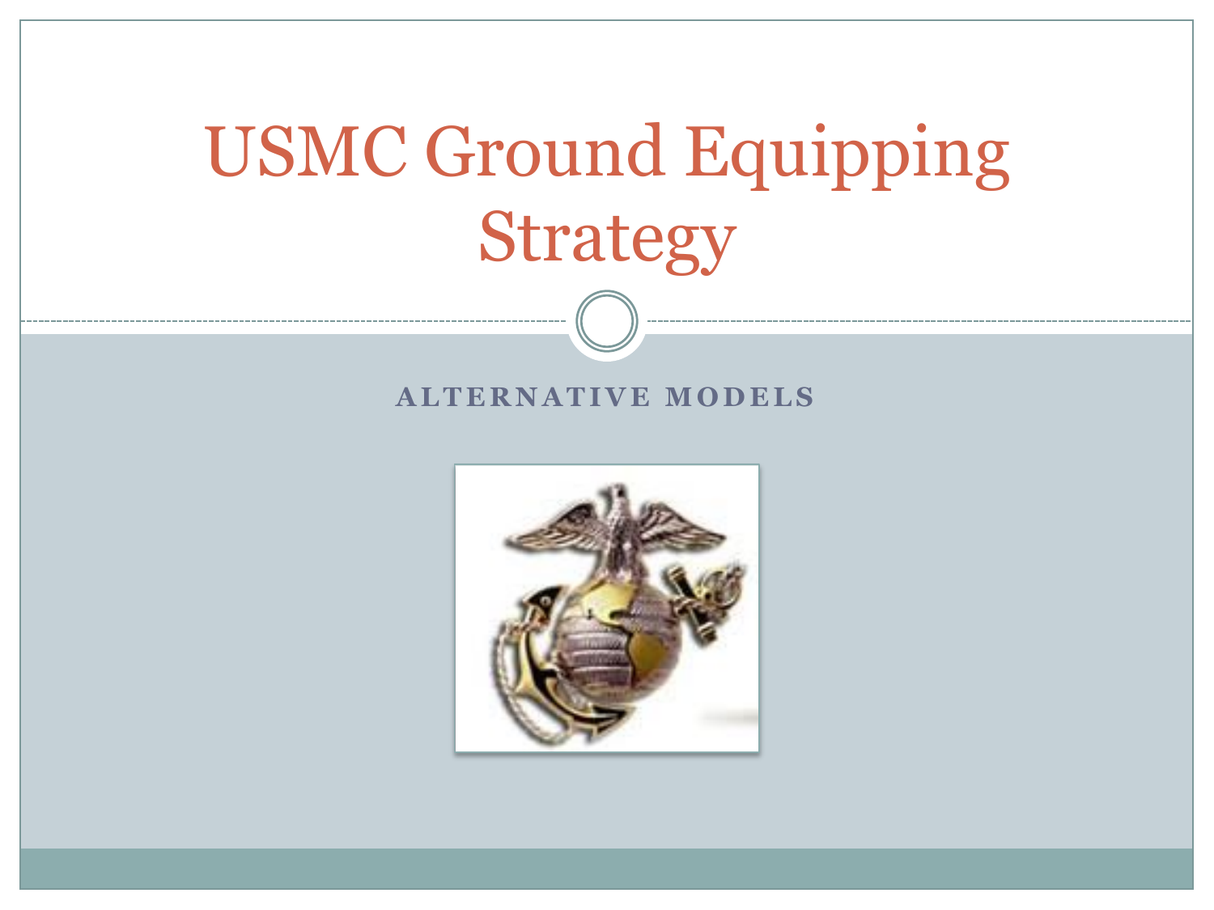# USMC Ground Equipping Strategy

## ALTERNATIVE MODELS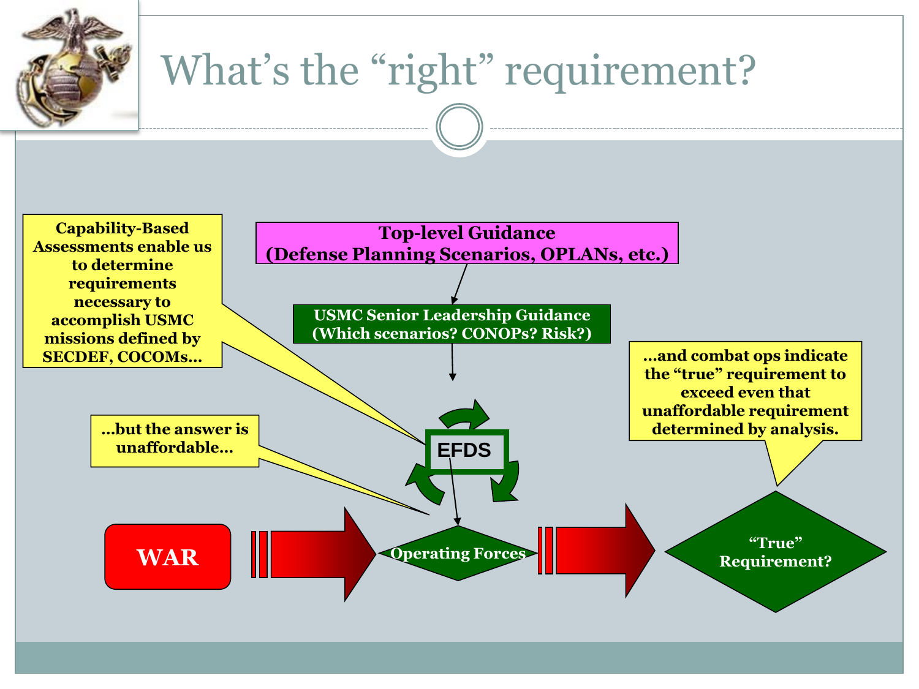# What's the "right" requirement?

**Capability-Based Assessments enable us to determine requirements necessary to accomplish USMC missions defined by SECDEF, COCOMs…**

**Top-level Guidance (Defense Planning Scenarios, OPLANs, etc.)**

**USMC Senior Leadership Guidance (Which scenarios? CONOPs? Risk?)**

**…and combat ops indicate the "true" requirement to exceed even that unaffordable requirement determined by analysis.**

**…but the answer is unaffordable…**

**EFDS**

**WAR**

**Operating Forces**

**"True" Requirement?**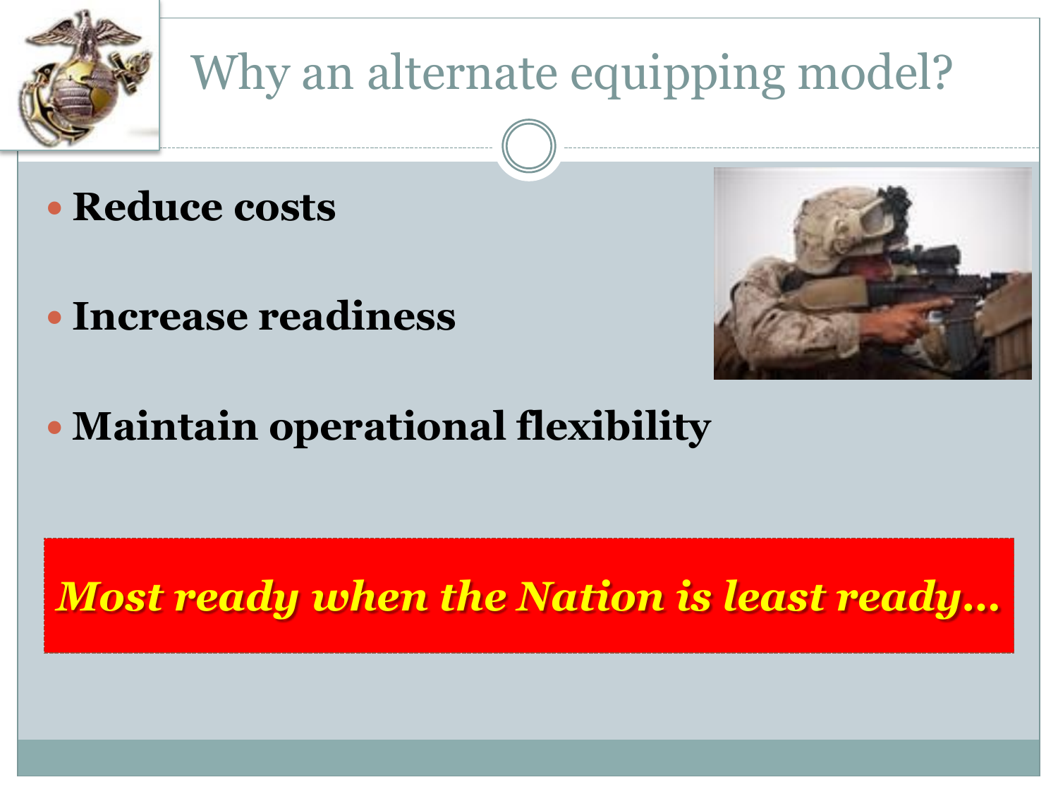# Why an alternate equipping model?

- **Reduce costs**
- **Increase readiness**
- **Maintain operational flexibility**

***Most ready when the Nation is least ready…***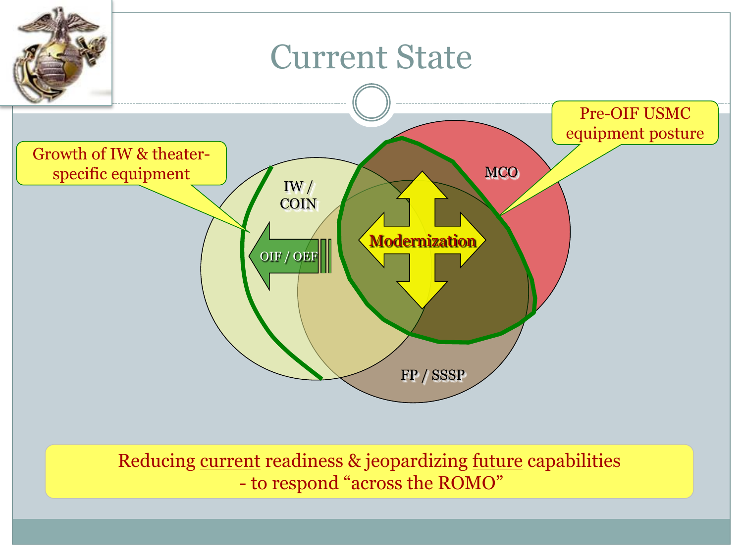# Current State

Growth of IW & theater-specific equipment

Pre-OIF USMC equipment posture

IW / COIN

MCO

FP / SSSP

OIF / OEF

Modernization

Reducing current readiness & jeopardizing future capabilities
- to respond "across the ROMO"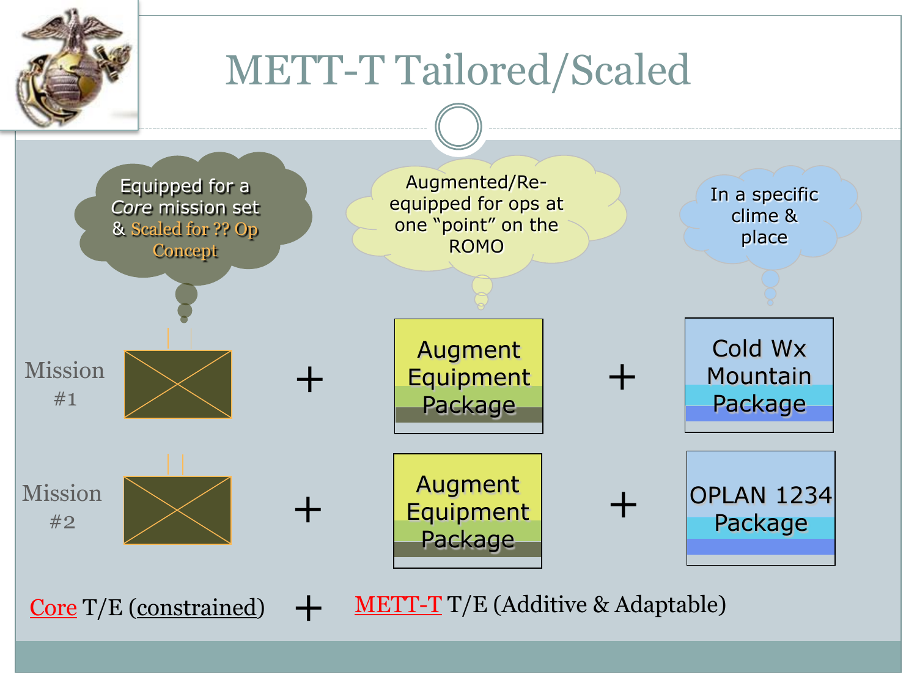# METT-T Tailored/Scaled

Equipped for a *Core* mission set & Scaled for ?? Op Concept

Augmented/Re-equipped for ops at one "point" on the ROMO

In a specific clime & place

Mission #1 + Augment Equipment Package + Cold Wx Mountain Package

Mission #2 + Augment Equipment Package + OPLAN 1234 Package

Core T/E (constrained) + METT-T T/E (Additive & Adaptable)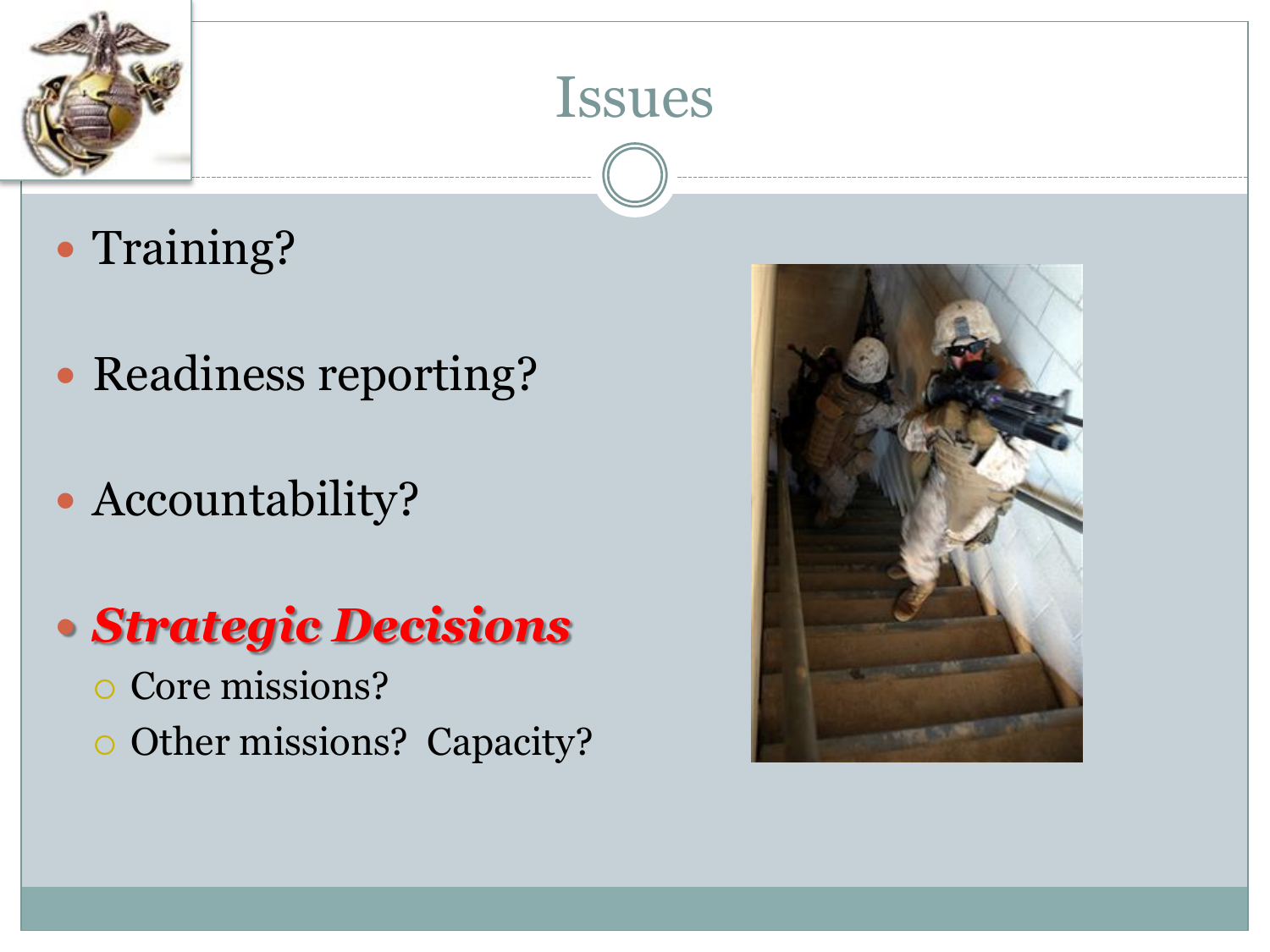# Issues

- Training?
- Readiness reporting?
- Accountability?
- ***Strategic Decisions***
  - Core missions?
  - Other missions? Capacity?